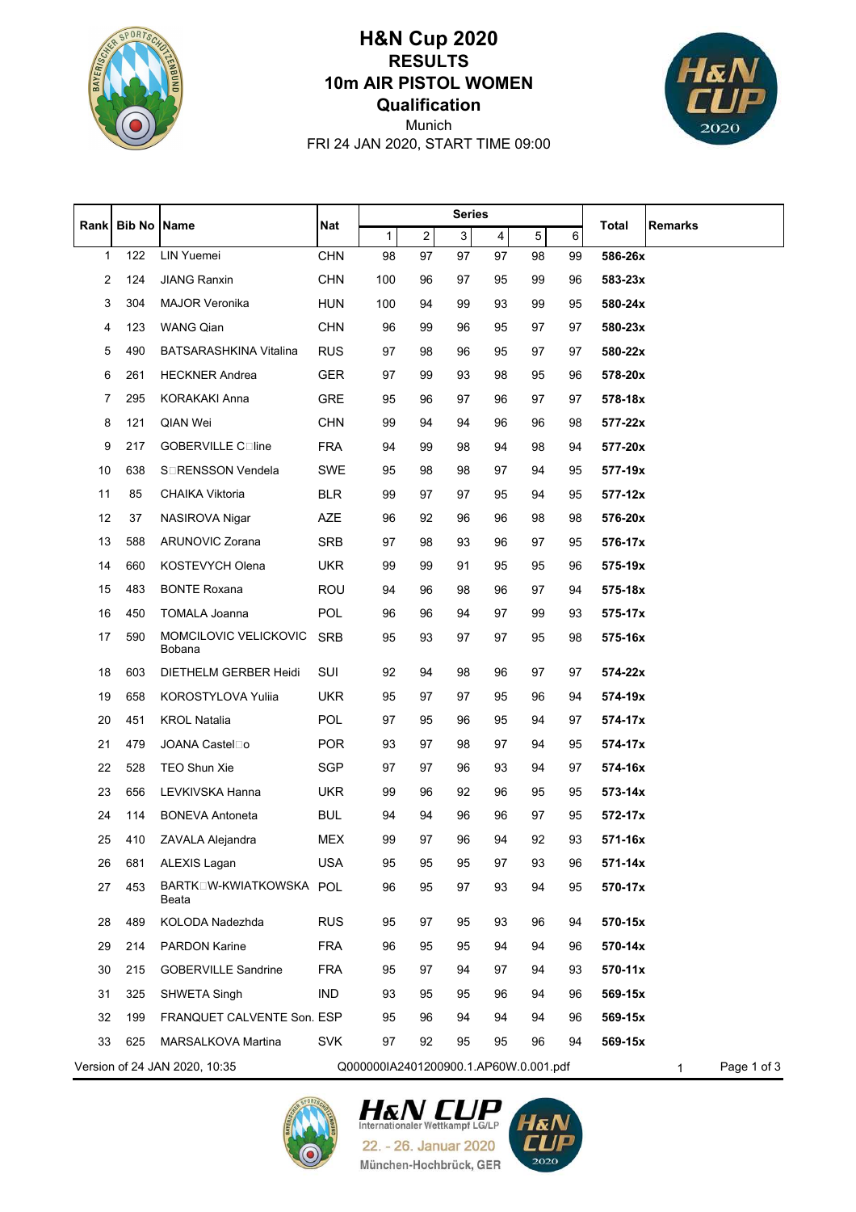# H&N Cup 2020

## RESULTS

## 10m AIR PISTOL WOMEN

## Qualification

Munich

FRI 24 JAN 2020, START TIME 09:00

| Rank | Bib No | Name | Nat | Series | | | | | | Total | Remarks |
|---|---|---|---|---|---|---|---|---|---|---|---|
| | | | | 1 | 2 | 3 | 4 | 5 | 6 | | |
| 1 | 122 | LIN Yuemei | CHN | 98 | 97 | 97 | 97 | 98 | 99 | **586-26x** | |
| 2 | 124 | JIANG Ranxin | CHN | 100 | 96 | 97 | 95 | 99 | 96 | **583-23x** | |
| 3 | 304 | MAJOR Veronika | HUN | 100 | 94 | 99 | 93 | 99 | 95 | **580-24x** | |
| 4 | 123 | WANG Qian | CHN | 96 | 99 | 96 | 95 | 97 | 97 | **580-23x** | |
| 5 | 490 | BATSARASHKINA Vitalina | RUS | 97 | 98 | 96 | 95 | 97 | 97 | **580-22x** | |
| 6 | 261 | HECKNER Andrea | GER | 97 | 99 | 93 | 98 | 95 | 96 | **578-20x** | |
| 7 | 295 | KORAKAKI Anna | GRE | 95 | 96 | 97 | 96 | 97 | 97 | **578-18x** | |
| 8 | 121 | QIAN Wei | CHN | 99 | 94 | 94 | 96 | 96 | 98 | **577-22x** | |
| 9 | 217 | GOBERVILLE C□line | FRA | 94 | 99 | 98 | 94 | 98 | 94 | **577-20x** | |
| 10 | 638 | S□RENSSON Vendela | SWE | 95 | 98 | 98 | 97 | 94 | 95 | **577-19x** | |
| 11 | 85 | CHAIKA Viktoria | BLR | 99 | 97 | 97 | 95 | 94 | 95 | **577-12x** | |
| 12 | 37 | NASIROVA Nigar | AZE | 96 | 92 | 96 | 96 | 98 | 98 | **576-20x** | |
| 13 | 588 | ARUNOVIC Zorana | SRB | 97 | 98 | 93 | 96 | 97 | 95 | **576-17x** | |
| 14 | 660 | KOSTEVYCH Olena | UKR | 99 | 99 | 91 | 95 | 95 | 96 | **575-19x** | |
| 15 | 483 | BONTE Roxana | ROU | 94 | 96 | 98 | 96 | 97 | 94 | **575-18x** | |
| 16 | 450 | TOMALA Joanna | POL | 96 | 96 | 94 | 97 | 99 | 93 | **575-17x** | |
| 17 | 590 | MOMCILOVIC VELICKOVIC Bobana | SRB | 95 | 93 | 97 | 97 | 95 | 98 | **575-16x** | |
| 18 | 603 | DIETHELM GERBER Heidi | SUI | 92 | 94 | 98 | 96 | 97 | 97 | **574-22x** | |
| 19 | 658 | KOROSTYLOVA Yuliia | UKR | 95 | 97 | 97 | 95 | 96 | 94 | **574-19x** | |
| 20 | 451 | KROL Natalia | POL | 97 | 95 | 96 | 95 | 94 | 97 | **574-17x** | |
| 21 | 479 | JOANA Castel□o | POR | 93 | 97 | 98 | 97 | 94 | 95 | **574-17x** | |
| 22 | 528 | TEO Shun Xie | SGP | 97 | 97 | 96 | 93 | 94 | 97 | **574-16x** | |
| 23 | 656 | LEVKIVSKA Hanna | UKR | 99 | 96 | 92 | 96 | 95 | 95 | **573-14x** | |
| 24 | 114 | BONEVA Antoneta | BUL | 94 | 94 | 96 | 96 | 97 | 95 | **572-17x** | |
| 25 | 410 | ZAVALA Alejandra | MEX | 99 | 97 | 96 | 94 | 92 | 93 | **571-16x** | |
| 26 | 681 | ALEXIS Lagan | USA | 95 | 95 | 95 | 97 | 93 | 96 | **571-14x** | |
| 27 | 453 | BARTK□W-KWIATKOWSKA Beata | POL | 96 | 95 | 97 | 93 | 94 | 95 | **570-17x** | |
| 28 | 489 | KOLODA Nadezhda | RUS | 95 | 97 | 95 | 93 | 96 | 94 | **570-15x** | |
| 29 | 214 | PARDON Karine | FRA | 96 | 95 | 95 | 94 | 94 | 96 | **570-14x** | |
| 30 | 215 | GOBERVILLE Sandrine | FRA | 95 | 97 | 94 | 97 | 94 | 93 | **570-11x** | |
| 31 | 325 | SHWETA Singh | IND | 93 | 95 | 95 | 96 | 94 | 96 | **569-15x** | |
| 32 | 199 | FRANQUET CALVENTE Son. | ESP | 95 | 96 | 94 | 94 | 94 | 96 | **569-15x** | |
| 33 | 625 | MARSALKOVA Martina | SVK | 97 | 92 | 95 | 95 | 96 | 94 | **569-15x** | |

Version of 24 JAN 2020, 10:35 Q000000IA2401200900.1.AP60W.0.001.pdf 1

H&N CUP Internationaler Wettkampf LG/LP

22. - 26. Januar 2020

München-Hochbrück, GER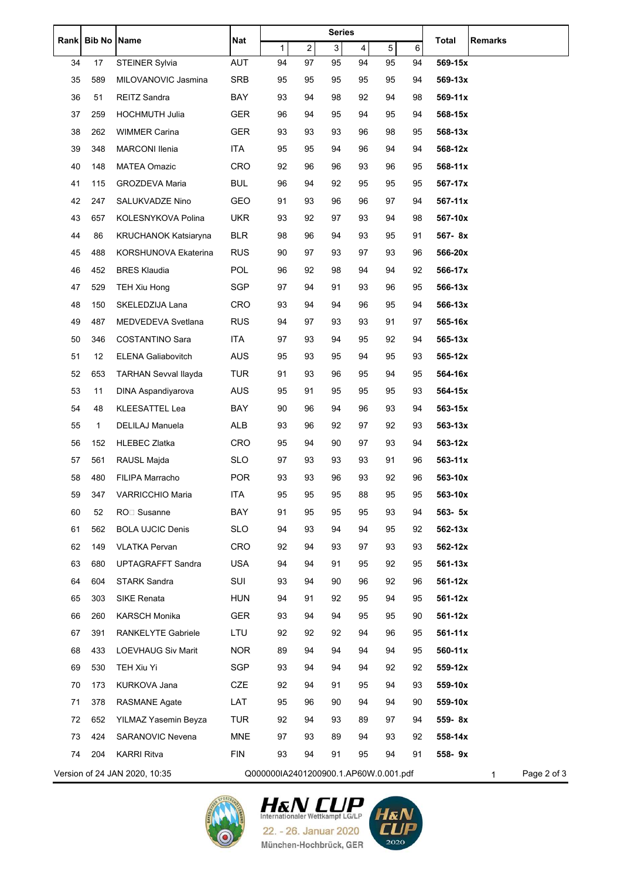| Rank | Bib No | Name | Nat | Series | | | | | | Total | Remarks |
|---|---|---|---|---|---|---|---|---|---|---|---|
| | | | | 1 | 2 | 3 | 4 | 5 | 6 | | |
| 34 | 17 | STEINER Sylvia | AUT | 94 | 97 | 95 | 94 | 95 | 94 | **569-15x** | |
| 35 | 589 | MILOVANOVIC Jasmina | SRB | 95 | 95 | 95 | 95 | 95 | 94 | **569-13x** | |
| 36 | 51 | REITZ Sandra | BAY | 93 | 94 | 98 | 92 | 94 | 98 | **569-11x** | |
| 37 | 259 | HOCHMUTH Julia | GER | 96 | 94 | 95 | 94 | 95 | 94 | **568-15x** | |
| 38 | 262 | WIMMER Carina | GER | 93 | 93 | 93 | 96 | 98 | 95 | **568-13x** | |
| 39 | 348 | MARCONI Ilenia | ITA | 95 | 95 | 94 | 96 | 94 | 94 | **568-12x** | |
| 40 | 148 | MATEA Omazic | CRO | 92 | 96 | 96 | 93 | 96 | 95 | **568-11x** | |
| 41 | 115 | GROZDEVA Maria | BUL | 96 | 94 | 92 | 95 | 95 | 95 | **567-17x** | |
| 42 | 247 | SALUKVADZE Nino | GEO | 91 | 93 | 96 | 96 | 97 | 94 | **567-11x** | |
| 43 | 657 | KOLESNYKOVA Polina | UKR | 93 | 92 | 97 | 93 | 94 | 98 | **567-10x** | |
| 44 | 86 | KRUCHANOK Katsiaryna | BLR | 98 | 96 | 94 | 93 | 95 | 91 | **567- 8x** | |
| 45 | 488 | KORSHUNOVA Ekaterina | RUS | 90 | 97 | 93 | 97 | 93 | 96 | **566-20x** | |
| 46 | 452 | BRES Klaudia | POL | 96 | 92 | 98 | 94 | 94 | 92 | **566-17x** | |
| 47 | 529 | TEH Xiu Hong | SGP | 97 | 94 | 91 | 93 | 96 | 95 | **566-13x** | |
| 48 | 150 | SKELEDZIJA Lana | CRO | 93 | 94 | 94 | 96 | 95 | 94 | **566-13x** | |
| 49 | 487 | MEDVEDEVA Svetlana | RUS | 94 | 97 | 93 | 93 | 91 | 97 | **565-16x** | |
| 50 | 346 | COSTANTINO Sara | ITA | 97 | 93 | 94 | 95 | 92 | 94 | **565-13x** | |
| 51 | 12 | ELENA Galiabovitch | AUS | 95 | 93 | 95 | 94 | 95 | 93 | **565-12x** | |
| 52 | 653 | TARHAN Sevval Ilayda | TUR | 91 | 93 | 96 | 95 | 94 | 95 | **564-16x** | |
| 53 | 11 | DINA Aspandiyarova | AUS | 95 | 91 | 95 | 95 | 95 | 93 | **564-15x** | |
| 54 | 48 | KLEESATTEL Lea | BAY | 90 | 96 | 94 | 96 | 93 | 94 | **563-15x** | |
| 55 | 1 | DELILAJ Manuela | ALB | 93 | 96 | 92 | 97 | 92 | 93 | **563-13x** | |
| 56 | 152 | HLEBEC Zlatka | CRO | 95 | 94 | 90 | 97 | 93 | 94 | **563-12x** | |
| 57 | 561 | RAUSL Majda | SLO | 97 | 93 | 93 | 93 | 91 | 96 | **563-11x** | |
| 58 | 480 | FILIPA Marracho | POR | 93 | 93 | 96 | 93 | 92 | 96 | **563-10x** | |
| 59 | 347 | VARRICCHIO Maria | ITA | 95 | 95 | 95 | 88 | 95 | 95 | **563-10x** | |
| 60 | 52 | RO□ Susanne | BAY | 91 | 95 | 95 | 95 | 93 | 94 | **563- 5x** | |
| 61 | 562 | BOLA UJCIC Denis | SLO | 94 | 93 | 94 | 94 | 95 | 92 | **562-13x** | |
| 62 | 149 | VLATKA Pervan | CRO | 92 | 94 | 93 | 97 | 93 | 93 | **562-12x** | |
| 63 | 680 | UPTAGRAFFT Sandra | USA | 94 | 94 | 91 | 95 | 92 | 95 | **561-13x** | |
| 64 | 604 | STARK Sandra | SUI | 93 | 94 | 90 | 96 | 92 | 96 | **561-12x** | |
| 65 | 303 | SIKE Renata | HUN | 94 | 91 | 92 | 95 | 94 | 95 | **561-12x** | |
| 66 | 260 | KARSCH Monika | GER | 93 | 94 | 94 | 95 | 95 | 90 | **561-12x** | |
| 67 | 391 | RANKELYTE Gabriele | LTU | 92 | 92 | 92 | 94 | 96 | 95 | **561-11x** | |
| 68 | 433 | LOEVHAUG Siv Marit | NOR | 89 | 94 | 94 | 94 | 94 | 95 | **560-11x** | |
| 69 | 530 | TEH Xiu Yi | SGP | 93 | 94 | 94 | 94 | 92 | 92 | **559-12x** | |
| 70 | 173 | KURKOVA Jana | CZE | 92 | 94 | 91 | 95 | 94 | 93 | **559-10x** | |
| 71 | 378 | RASMANE Agate | LAT | 95 | 96 | 90 | 94 | 94 | 90 | **559-10x** | |
| 72 | 652 | YILMAZ Yasemin Beyza | TUR | 92 | 94 | 93 | 89 | 97 | 94 | **559- 8x** | |
| 73 | 424 | SARANOVIC Nevena | MNE | 97 | 93 | 89 | 94 | 93 | 92 | **558-14x** | |
| 74 | 204 | KARRI Ritva | FIN | 93 | 94 | 91 | 95 | 94 | 91 | **558- 9x** | |

Version of 24 JAN 2020, 10:35 Q000000IA2401200900.1.AP60W.0.001.pdf 1

H&N CUP
Internationaler Wettkampf LG/LP
22. - 26. Januar 2020
München-Hochbrück, GER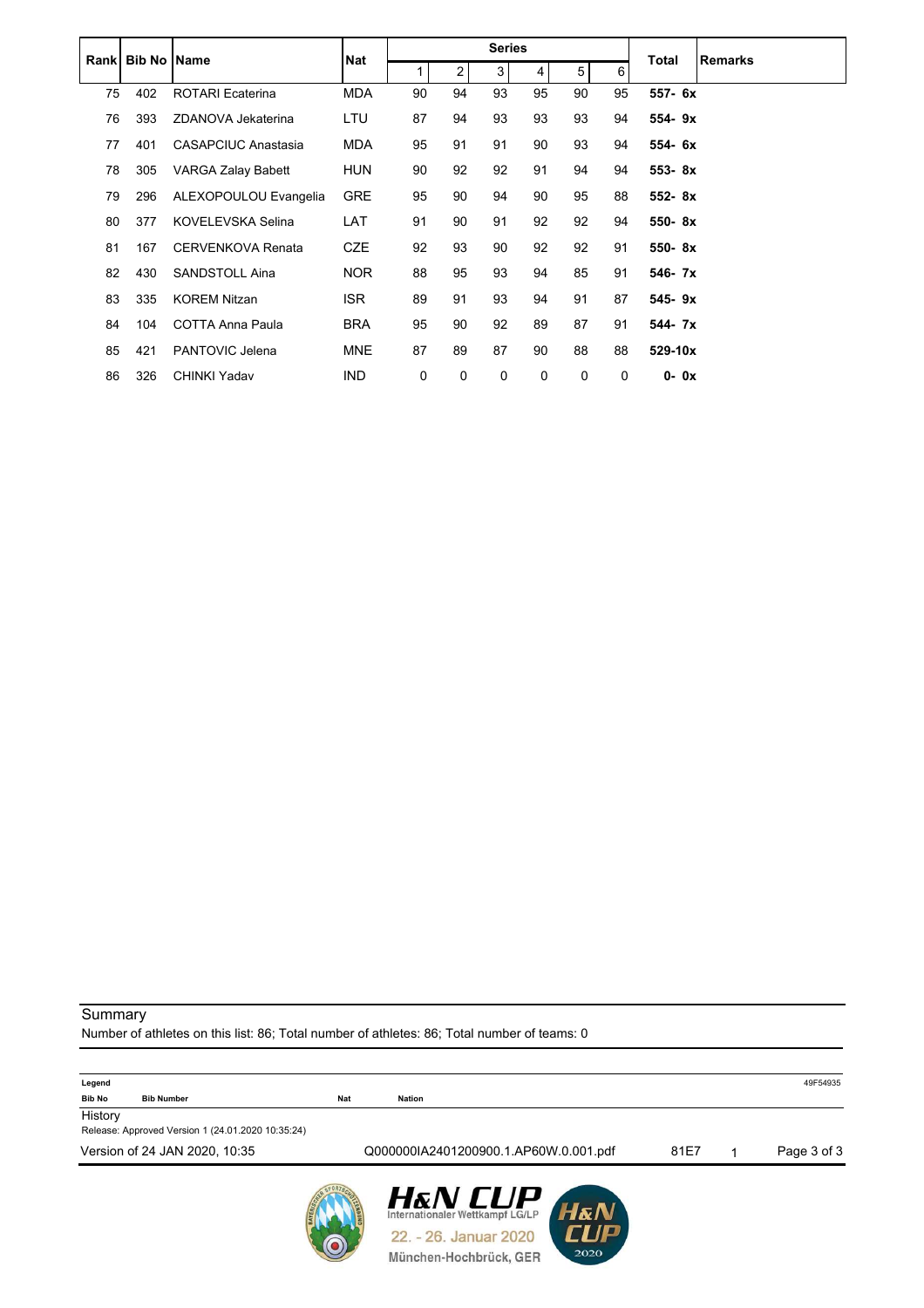| Rank | Bib No | Name | Nat | Series | | | | | | Total | Remarks |
|---|---|---|---|---|---|---|---|---|---|---|---|
| | | | | 1 | 2 | 3 | 4 | 5 | 6 | | |
| 75 | 402 | ROTARI Ecaterina | MDA | 90 | 94 | 93 | 95 | 90 | 95 | **557- 6x** | |
| 76 | 393 | ZDANOVA Jekaterina | LTU | 87 | 94 | 93 | 93 | 93 | 94 | **554- 9x** | |
| 77 | 401 | CASAPCIUC Anastasia | MDA | 95 | 91 | 91 | 90 | 93 | 94 | **554- 6x** | |
| 78 | 305 | VARGA Zalay Babett | HUN | 90 | 92 | 92 | 91 | 94 | 94 | **553- 8x** | |
| 79 | 296 | ALEXOPOULOU Evangelia | GRE | 95 | 90 | 94 | 90 | 95 | 88 | **552- 8x** | |
| 80 | 377 | KOVELEVSKA Selina | LAT | 91 | 90 | 91 | 92 | 92 | 94 | **550- 8x** | |
| 81 | 167 | CERVENKOVA Renata | CZE | 92 | 93 | 90 | 92 | 92 | 91 | **550- 8x** | |
| 82 | 430 | SANDSTOLL Aina | NOR | 88 | 95 | 93 | 94 | 85 | 91 | **546- 7x** | |
| 83 | 335 | KOREM Nitzan | ISR | 89 | 91 | 93 | 94 | 91 | 87 | **545- 9x** | |
| 84 | 104 | COTTA Anna Paula | BRA | 95 | 90 | 92 | 89 | 87 | 91 | **544- 7x** | |
| 85 | 421 | PANTOVIC Jelena | MNE | 87 | 89 | 87 | 90 | 88 | 88 | **529-10x** | |
| 86 | 326 | CHINKI Yadav | IND | 0 | 0 | 0 | 0 | 0 | 0 | **0- 0x** | |

Summary

Number of athletes on this list: 86; Total number of athletes: 86; Total number of teams: 0

**Legend**

**Bib No** **Bib Number** **Nat** **Nation**

History

Release: Approved Version 1 (24.01.2020 10:35:24)

Version of 24 JAN 2020, 10:35 Q000000IA2401200900.1.AP60W.0.001.pdf 81E7 1

H&N CUP Internationaler Wettkampf LG/LP

22. - 26. Januar 2020

München-Hochbrück, GER